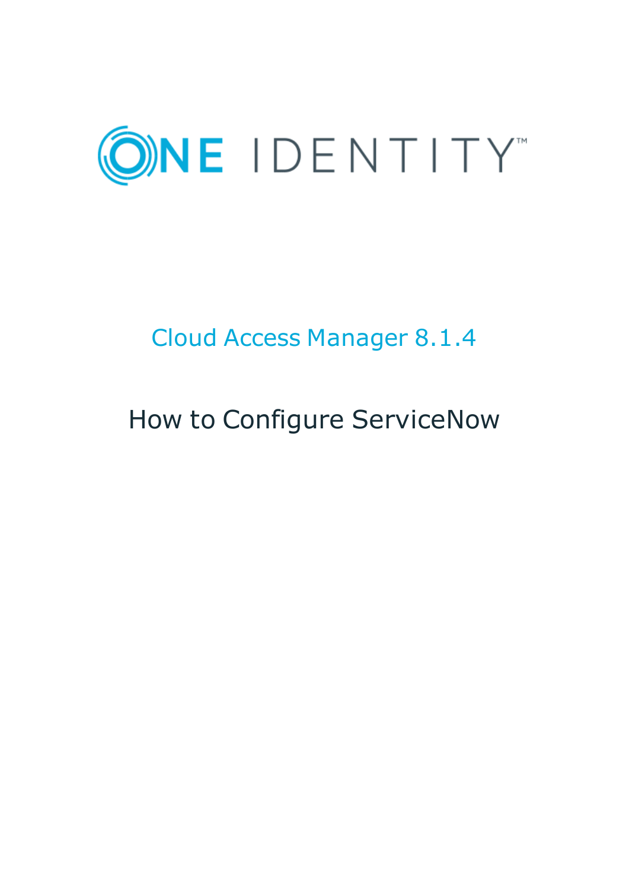ONE IDENTITY™

# Cloud Access Manager 8.1.4

## How to Configure ServiceNow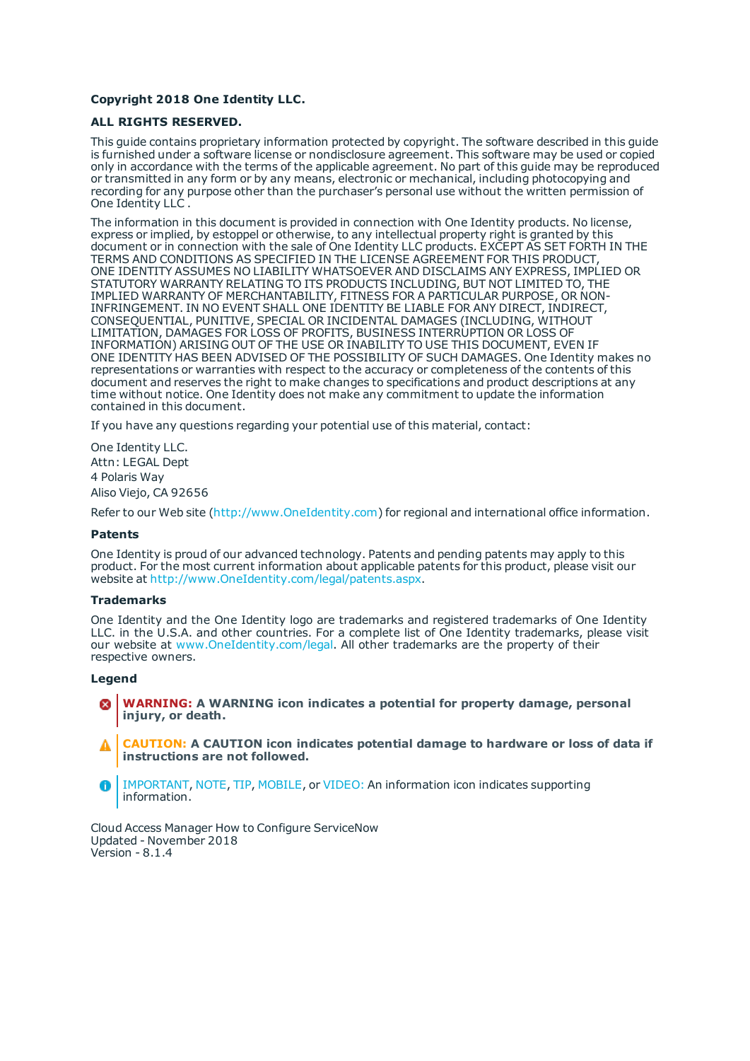**Copyright 2018 One Identity LLC.**

**ALL RIGHTS RESERVED.**

This guide contains proprietary information protected by copyright. The software described in this guide is furnished under a software license or nondisclosure agreement. This software may be used or copied only in accordance with the terms of the applicable agreement. No part of this guide may be reproduced or transmitted in any form or by any means, electronic or mechanical, including photocopying and recording for any purpose other than the purchaser's personal use without the written permission of One Identity LLC .

The information in this document is provided in connection with One Identity products. No license, express or implied, by estoppel or otherwise, to any intellectual property right is granted by this document or in connection with the sale of One Identity LLC products. EXCEPT AS SET FORTH IN THE TERMS AND CONDITIONS AS SPECIFIED IN THE LICENSE AGREEMENT FOR THIS PRODUCT, ONE IDENTITY ASSUMES NO LIABILITY WHATSOEVER AND DISCLAIMS ANY EXPRESS, IMPLIED OR STATUTORY WARRANTY RELATING TO ITS PRODUCTS INCLUDING, BUT NOT LIMITED TO, THE IMPLIED WARRANTY OF MERCHANTABILITY, FITNESS FOR A PARTICULAR PURPOSE, OR NON-INFRINGEMENT. IN NO EVENT SHALL ONE IDENTITY BE LIABLE FOR ANY DIRECT, INDIRECT, CONSEQUENTIAL, PUNITIVE, SPECIAL OR INCIDENTAL DAMAGES (INCLUDING, WITHOUT LIMITATION, DAMAGES FOR LOSS OF PROFITS, BUSINESS INTERRUPTION OR LOSS OF INFORMATION) ARISING OUT OF THE USE OR INABILITY TO USE THIS DOCUMENT, EVEN IF ONE IDENTITY HAS BEEN ADVISED OF THE POSSIBILITY OF SUCH DAMAGES. One Identity makes no representations or warranties with respect to the accuracy or completeness of the contents of this document and reserves the right to make changes to specifications and product descriptions at any time without notice. One Identity does not make any commitment to update the information contained in this document.

If you have any questions regarding your potential use of this material, contact:

One Identity LLC.
Attn: LEGAL Dept
4 Polaris Way
Aliso Viejo, CA 92656

Refer to our Web site (http://www.OneIdentity.com) for regional and international office information.

**Patents**

One Identity is proud of our advanced technology. Patents and pending patents may apply to this product. For the most current information about applicable patents for this product, please visit our website at http://www.OneIdentity.com/legal/patents.aspx.

**Trademarks**

One Identity and the One Identity logo are trademarks and registered trademarks of One Identity LLC. in the U.S.A. and other countries. For a complete list of One Identity trademarks, please visit our website at www.OneIdentity.com/legal. All other trademarks are the property of their respective owners.

**Legend**

**WARNING: A WARNING icon indicates a potential for property damage, personal injury, or death.**

**CAUTION: A CAUTION icon indicates potential damage to hardware or loss of data if instructions are not followed.**

IMPORTANT, NOTE, TIP, MOBILE, or VIDEO: An information icon indicates supporting information.

Cloud Access Manager How to Configure ServiceNow
Updated - November 2018
Version - 8.1.4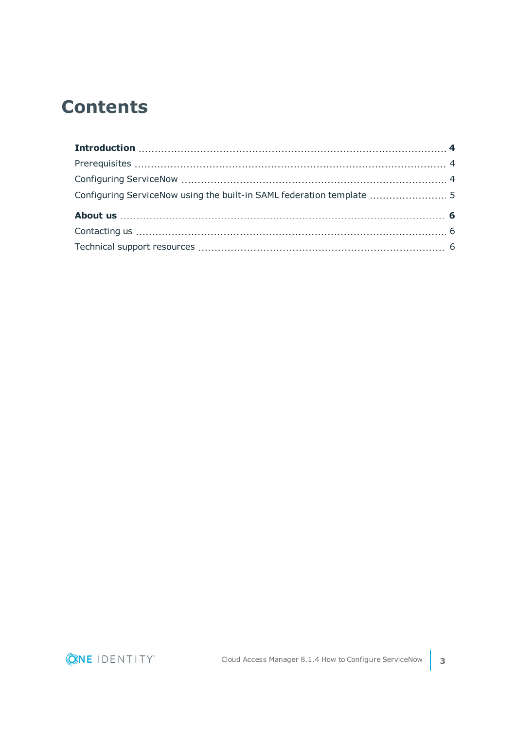# Contents

**Introduction** ........ **4**

Prerequisites ........ 4

Configuring ServiceNow ........ 4

Configuring ServiceNow using the built-in SAML federation template ........ 5

**About us** ........ **6**

Contacting us ........ 6

Technical support resources ........ 6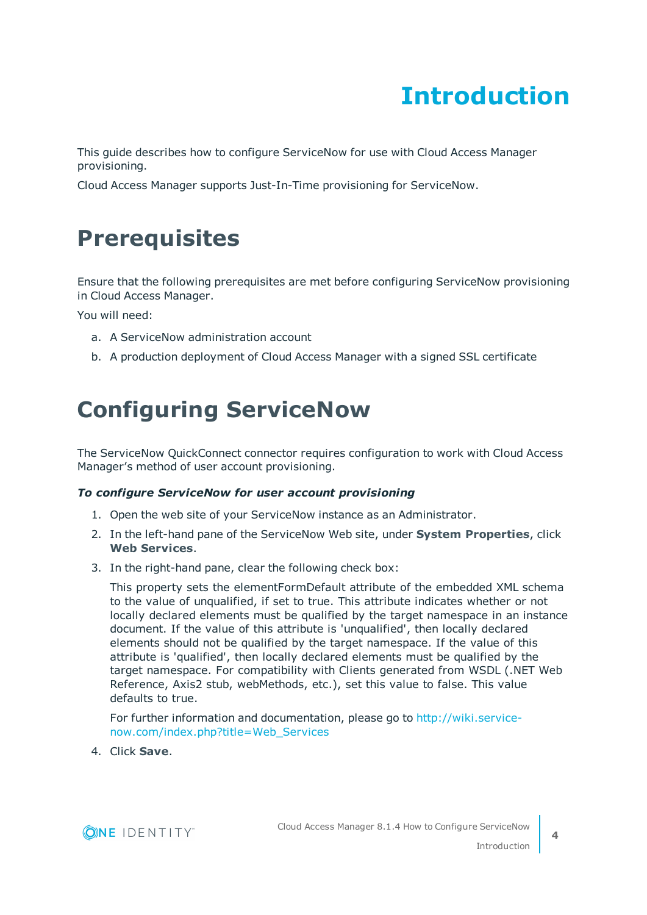# Introduction

This guide describes how to configure ServiceNow for use with Cloud Access Manager provisioning.

Cloud Access Manager supports Just-In-Time provisioning for ServiceNow.

# Prerequisites

Ensure that the following prerequisites are met before configuring ServiceNow provisioning in Cloud Access Manager.

You will need:

a. A ServiceNow administration account
b. A production deployment of Cloud Access Manager with a signed SSL certificate

# Configuring ServiceNow

The ServiceNow QuickConnect connector requires configuration to work with Cloud Access Manager's method of user account provisioning.

***To configure ServiceNow for user account provisioning***

1. Open the web site of your ServiceNow instance as an Administrator.
2. In the left-hand pane of the ServiceNow Web site, under **System Properties**, click **Web Services**.
3. In the right-hand pane, clear the following check box:

   This property sets the elementFormDefault attribute of the embedded XML schema to the value of unqualified, if set to true. This attribute indicates whether or not locally declared elements must be qualified by the target namespace in an instance document. If the value of this attribute is 'unqualified', then locally declared elements should not be qualified by the target namespace. If the value of this attribute is 'qualified', then locally declared elements must be qualified by the target namespace. For compatibility with Clients generated from WSDL (.NET Web Reference, Axis2 stub, webMethods, etc.), set this value to false. This value defaults to true.

   For further information and documentation, please go to http://wiki.service-now.com/index.php?title=Web_Services

4. Click **Save**.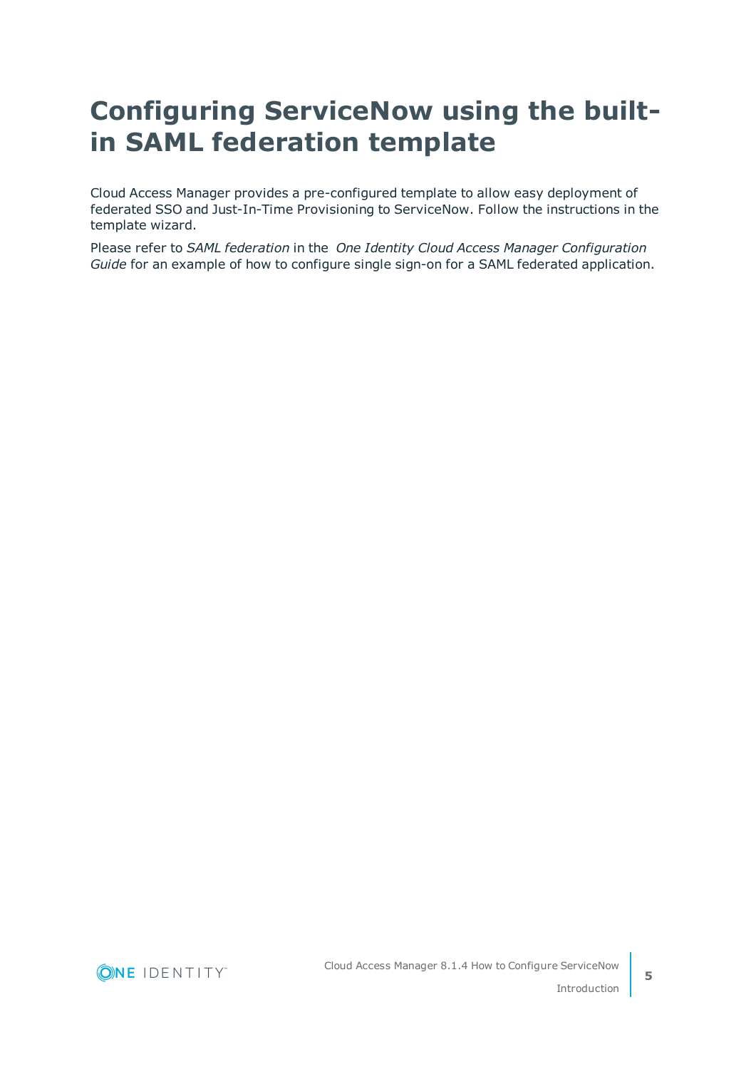# Configuring ServiceNow using the built-in SAML federation template

Cloud Access Manager provides a pre-configured template to allow easy deployment of federated SSO and Just-In-Time Provisioning to ServiceNow. Follow the instructions in the template wizard.

Please refer to *SAML federation* in the *One Identity Cloud Access Manager Configuration Guide* for an example of how to configure single sign-on for a SAML federated application.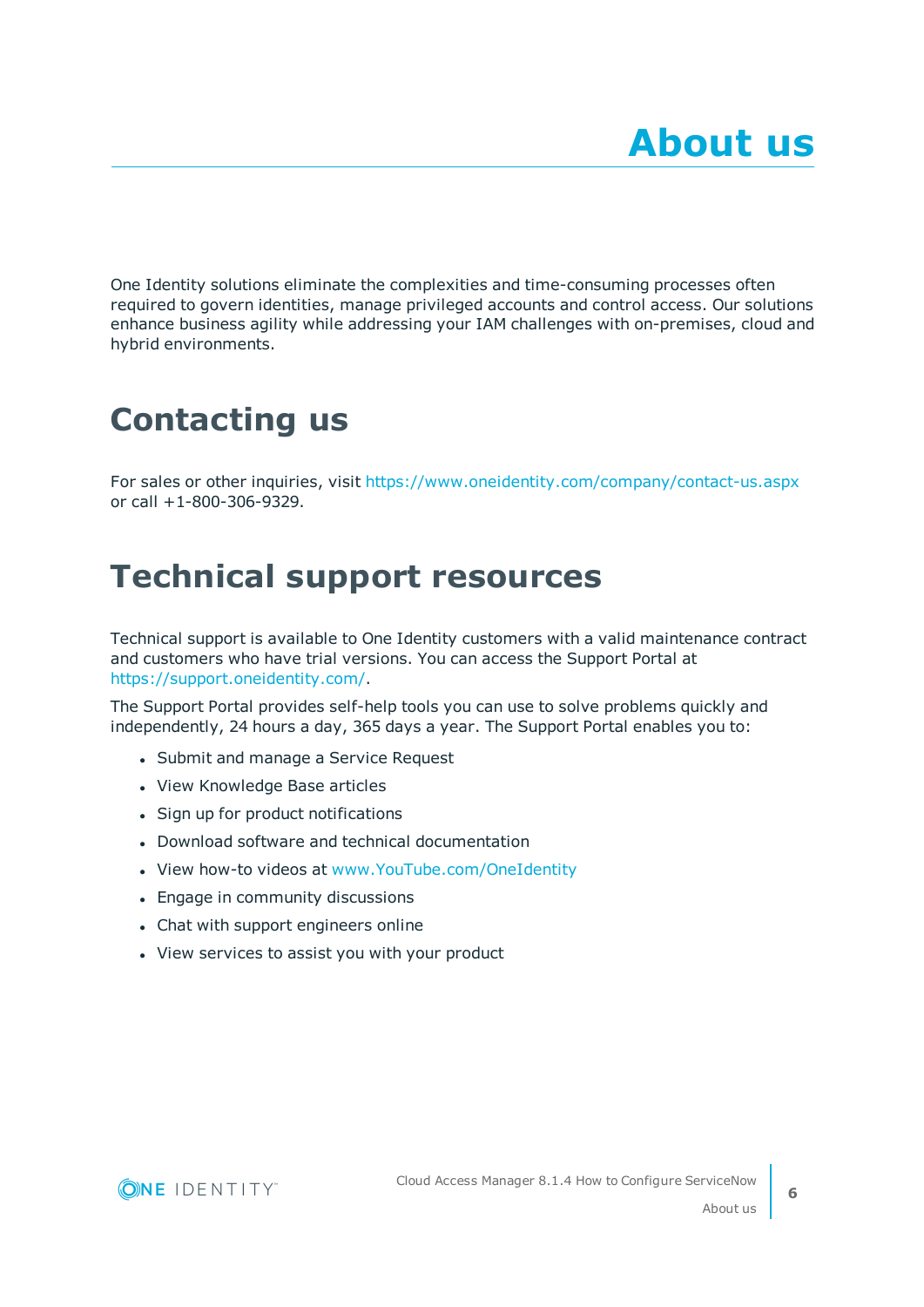# About us

One Identity solutions eliminate the complexities and time-consuming processes often required to govern identities, manage privileged accounts and control access. Our solutions enhance business agility while addressing your IAM challenges with on-premises, cloud and hybrid environments.

## Contacting us

For sales or other inquiries, visit https://www.oneidentity.com/company/contact-us.aspx or call +1-800-306-9329.

## Technical support resources

Technical support is available to One Identity customers with a valid maintenance contract and customers who have trial versions. You can access the Support Portal at https://support.oneidentity.com/.

The Support Portal provides self-help tools you can use to solve problems quickly and independently, 24 hours a day, 365 days a year. The Support Portal enables you to:

- Submit and manage a Service Request
- View Knowledge Base articles
- Sign up for product notifications
- Download software and technical documentation
- View how-to videos at www.YouTube.com/OneIdentity
- Engage in community discussions
- Chat with support engineers online
- View services to assist you with your product